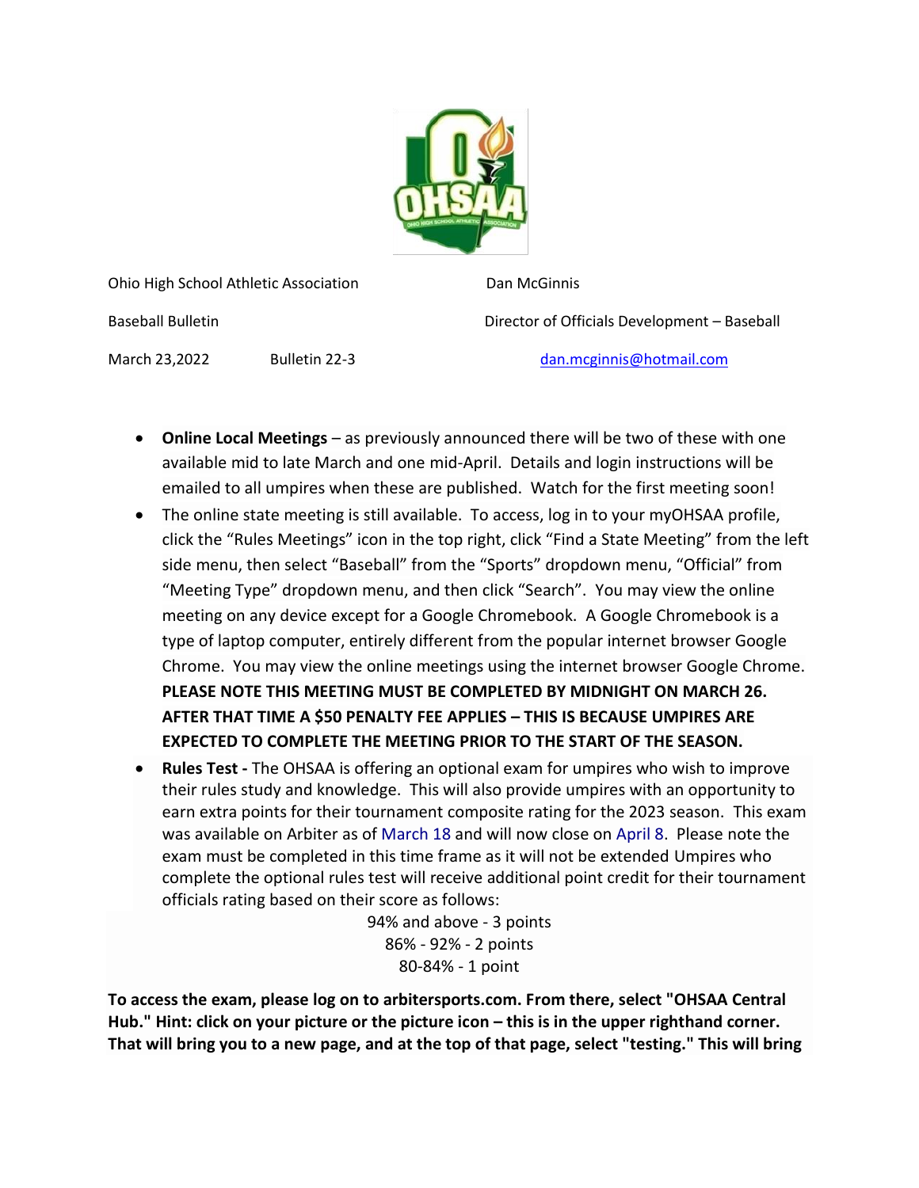Ohio High School Athletic Association

Baseball Bulletin

March 23,2022 Bulletin 22-3

Dan McGinnis

Director of Officials Development – Baseball

dan.mcginnis@hotmail.com

- **Online Local Meetings** – as previously announced there will be two of these with one available mid to late March and one mid-April. Details and login instructions will be emailed to all umpires when these are published. Watch for the first meeting soon!
- The online state meeting is still available. To access, log in to your myOHSAA profile, click the "Rules Meetings" icon in the top right, click "Find a State Meeting" from the left side menu, then select "Baseball" from the "Sports" dropdown menu, "Official" from "Meeting Type" dropdown menu, and then click "Search". You may view the online meeting on any device except for a Google Chromebook. A Google Chromebook is a type of laptop computer, entirely different from the popular internet browser Google Chrome. You may view the online meetings using the internet browser Google Chrome. **PLEASE NOTE THIS MEETING MUST BE COMPLETED BY MIDNIGHT ON MARCH 26. AFTER THAT TIME A $50 PENALTY FEE APPLIES – THIS IS BECAUSE UMPIRES ARE EXPECTED TO COMPLETE THE MEETING PRIOR TO THE START OF THE SEASON.**
- **Rules Test -** The OHSAA is offering an optional exam for umpires who wish to improve their rules study and knowledge. This will also provide umpires with an opportunity to earn extra points for their tournament composite rating for the 2023 season. This exam was available on Arbiter as of March 18 and will now close on April 8. Please note the exam must be completed in this time frame as it will not be extended Umpires who complete the optional rules test will receive additional point credit for their tournament officials rating based on their score as follows:

  94% and above - 3 points
  86% - 92% - 2 points
  80-84% - 1 point

**To access the exam, please log on to arbitersports.com. From there, select "OHSAA Central Hub." Hint: click on your picture or the picture icon – this is in the upper righthand corner. That will bring you to a new page, and at the top of that page, select "testing." This will bring**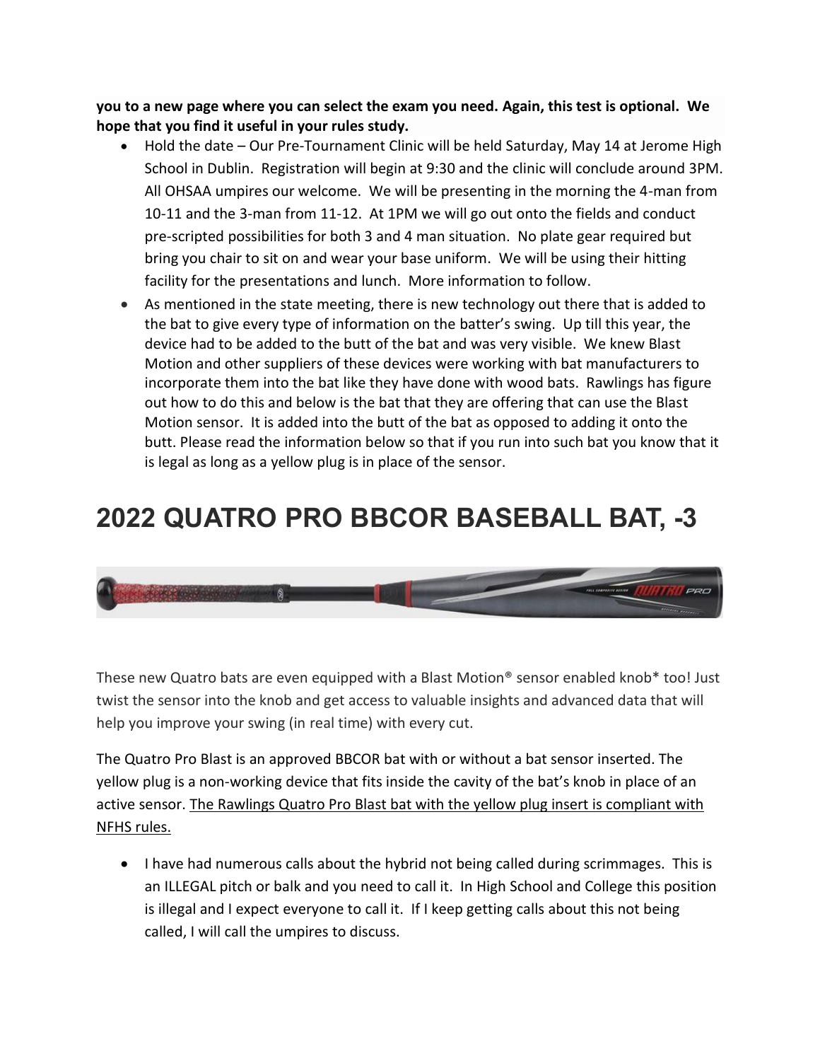**you to a new page where you can select the exam you need. Again, this test is optional. We hope that you find it useful in your rules study.**

- Hold the date – Our Pre-Tournament Clinic will be held Saturday, May 14 at Jerome High School in Dublin. Registration will begin at 9:30 and the clinic will conclude around 3PM. All OHSAA umpires our welcome. We will be presenting in the morning the 4-man from 10-11 and the 3-man from 11-12. At 1PM we will go out onto the fields and conduct pre-scripted possibilities for both 3 and 4 man situation. No plate gear required but bring you chair to sit on and wear your base uniform. We will be using their hitting facility for the presentations and lunch. More information to follow.
- As mentioned in the state meeting, there is new technology out there that is added to the bat to give every type of information on the batter's swing. Up till this year, the device had to be added to the butt of the bat and was very visible. We knew Blast Motion and other suppliers of these devices were working with bat manufacturers to incorporate them into the bat like they have done with wood bats. Rawlings has figure out how to do this and below is the bat that they are offering that can use the Blast Motion sensor. It is added into the butt of the bat as opposed to adding it onto the butt. Please read the information below so that if you run into such bat you know that it is legal as long as a yellow plug is in place of the sensor.

# 2022 QUATRO PRO BBCOR BASEBALL BAT, -3

These new Quatro bats are even equipped with a Blast Motion® sensor enabled knob* too! Just twist the sensor into the knob and get access to valuable insights and advanced data that will help you improve your swing (in real time) with every cut.

The Quatro Pro Blast is an approved BBCOR bat with or without a bat sensor inserted. The yellow plug is a non-working device that fits inside the cavity of the bat's knob in place of an active sensor. The Rawlings Quatro Pro Blast bat with the yellow plug insert is compliant with NFHS rules.

- I have had numerous calls about the hybrid not being called during scrimmages. This is an ILLEGAL pitch or balk and you need to call it. In High School and College this position is illegal and I expect everyone to call it. If I keep getting calls about this not being called, I will call the umpires to discuss.